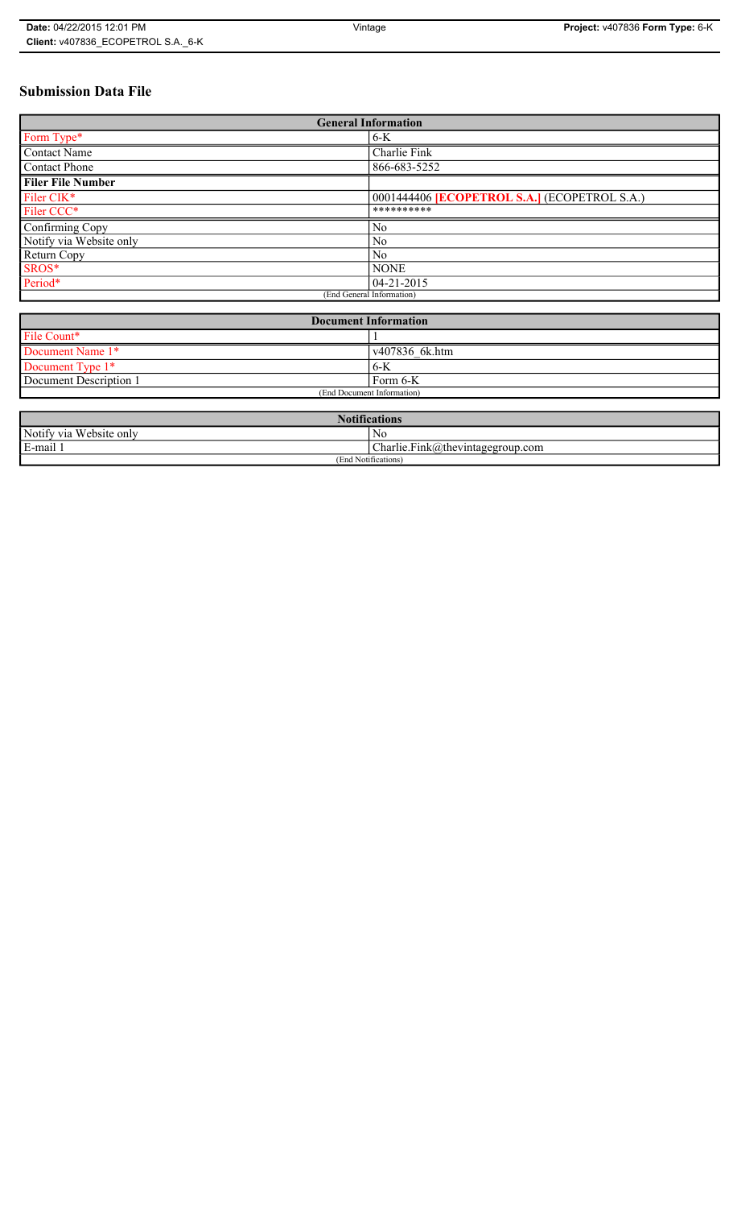# Submission Data File

| General Information | |
|---|---|
| Form Type* | 6-K |
| Contact Name | Charlie Fink |
| Contact Phone | 866-683-5252 |
| **Filer File Number** | |
| Filer CIK* | 0001444406 **[ECOPETROL S.A.]** (ECOPETROL S.A.) |
| Filer CCC* | ********** |
| Confirming Copy | No |
| Notify via Website only | No |
| Return Copy | No |
| SROS* | NONE |
| Period* | 04-21-2015 |
| (End General Information) | |

| Document Information | |
|---|---|
| File Count* | 1 |
| Document Name 1* | v407836_6k.htm |
| Document Type 1* | 6-K |
| Document Description 1 | Form 6-K |
| (End Document Information) | |

| Notifications | |
|---|---|
| Notify via Website only | No |
| E-mail 1 | Charlie.Fink@thevintagegroup.com |
| (End Notifications) | |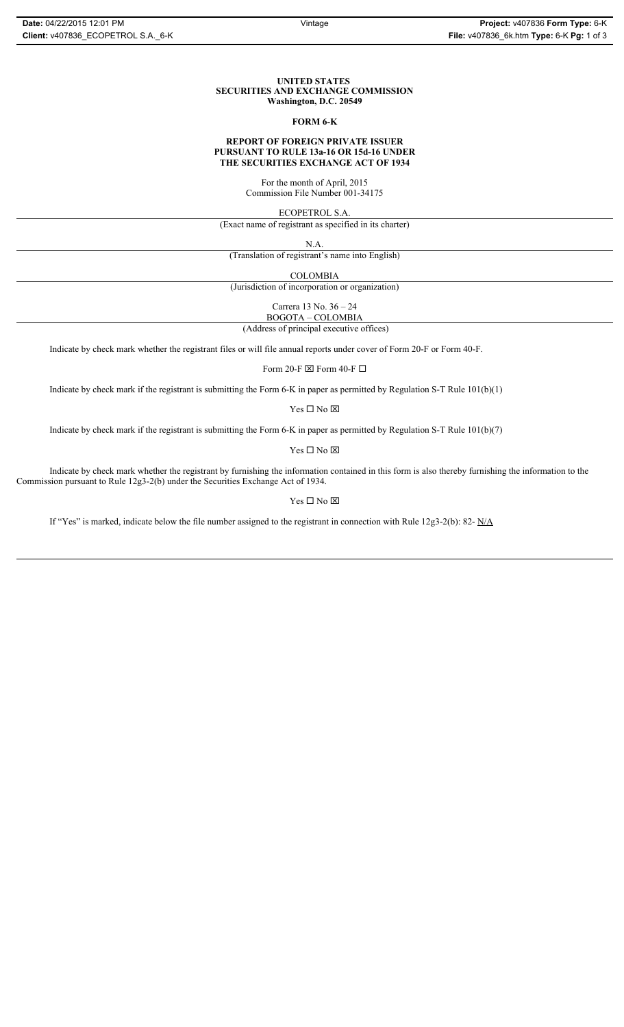**UNITED STATES**
**SECURITIES AND EXCHANGE COMMISSION**
**Washington, D.C. 20549**

**FORM 6-K**

**REPORT OF FOREIGN PRIVATE ISSUER**
**PURSUANT TO RULE 13a-16 OR 15d-16 UNDER**
**THE SECURITIES EXCHANGE ACT OF 1934**

For the month of April, 2015
Commission File Number 001-34175

ECOPETROL S.A.
(Exact name of registrant as specified in its charter)

N.A.
(Translation of registrant's name into English)

COLOMBIA
(Jurisdiction of incorporation or organization)

Carrera 13 No. 36 – 24
BOGOTA – COLOMBIA
(Address of principal executive offices)

Indicate by check mark whether the registrant files or will file annual reports under cover of Form 20-F or Form 40-F.

Form 20-F ☒ Form 40-F ☐

Indicate by check mark if the registrant is submitting the Form 6-K in paper as permitted by Regulation S-T Rule 101(b)(1)

Yes ☐ No ☒

Indicate by check mark if the registrant is submitting the Form 6-K in paper as permitted by Regulation S-T Rule 101(b)(7)

Yes ☐ No ☒

Indicate by check mark whether the registrant by furnishing the information contained in this form is also thereby furnishing the information to the Commission pursuant to Rule 12g3-2(b) under the Securities Exchange Act of 1934.

Yes ☐ No ☒

If "Yes" is marked, indicate below the file number assigned to the registrant in connection with Rule 12g3-2(b): 82- N/A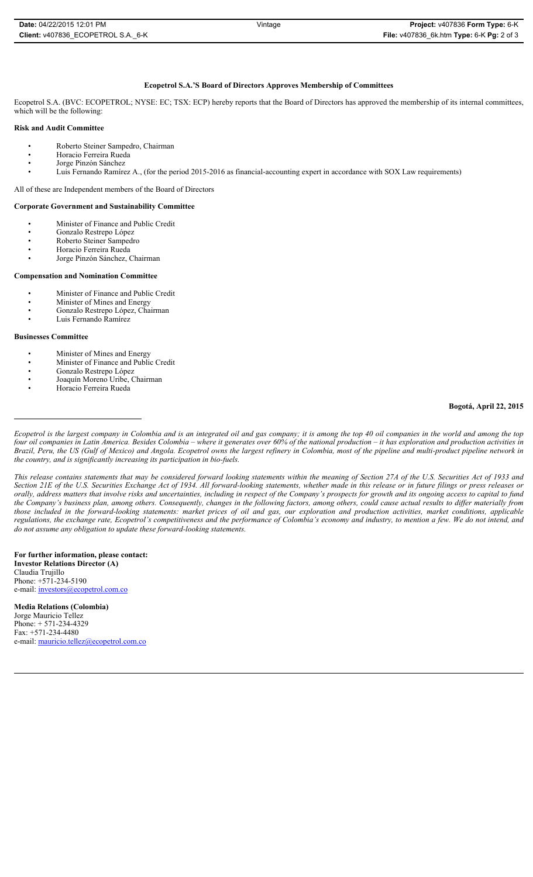## Ecopetrol S.A.'S Board of Directors Approves Membership of Committees

Ecopetrol S.A. (BVC: ECOPETROL; NYSE: EC; TSX: ECP) hereby reports that the Board of Directors has approved the membership of its internal committees, which will be the following:

### Risk and Audit Committee

- Roberto Steiner Sampedro, Chairman
- Horacio Ferreira Rueda
- Jorge Pinzón Sánchez
- Luis Fernando Ramírez A., (for the period 2015-2016 as financial-accounting expert in accordance with SOX Law requirements)

All of these are Independent members of the Board of Directors

### Corporate Government and Sustainability Committee

- Minister of Finance and Public Credit
- Gonzalo Restrepo López
- Roberto Steiner Sampedro
- Horacio Ferreira Rueda
- Jorge Pinzón Sánchez, Chairman

### Compensation and Nomination Committee

- Minister of Finance and Public Credit
- Minister of Mines and Energy
- Gonzalo Restrepo López, Chairman
- Luis Fernando Ramírez

### Businesses Committee

- Minister of Mines and Energy
- Minister of Finance and Public Credit
- Gonzalo Restrepo López
- Joaquín Moreno Uribe, Chairman
- Horacio Ferreira Rueda

**Bogotá, April 22, 2015**

---

*Ecopetrol is the largest company in Colombia and is an integrated oil and gas company; it is among the top 40 oil companies in the world and among the top four oil companies in Latin America. Besides Colombia – where it generates over 60% of the national production – it has exploration and production activities in Brazil, Peru, the US (Gulf of Mexico) and Angola. Ecopetrol owns the largest refinery in Colombia, most of the pipeline and multi-product pipeline network in the country, and is significantly increasing its participation in bio-fuels.*

*This release contains statements that may be considered forward looking statements within the meaning of Section 27A of the U.S. Securities Act of 1933 and Section 21E of the U.S. Securities Exchange Act of 1934. All forward-looking statements, whether made in this release or in future filings or press releases or orally, address matters that involve risks and uncertainties, including in respect of the Company's prospects for growth and its ongoing access to capital to fund the Company's business plan, among others. Consequently, changes in the following factors, among others, could cause actual results to differ materially from those included in the forward-looking statements: market prices of oil and gas, our exploration and production activities, market conditions, applicable regulations, the exchange rate, Ecopetrol's competitiveness and the performance of Colombia's economy and industry, to mention a few. We do not intend, and do not assume any obligation to update these forward-looking statements.*

**For further information, please contact:**
**Investor Relations Director (A)**
Claudia Trujillo
Phone: +571-234-5190
e-mail: investors@ecopetrol.com.co

**Media Relations (Colombia)**
Jorge Mauricio Tellez
Phone: + 571-234-4329
Fax: +571-234-4480
e-mail: mauricio.tellez@ecopetrol.com.co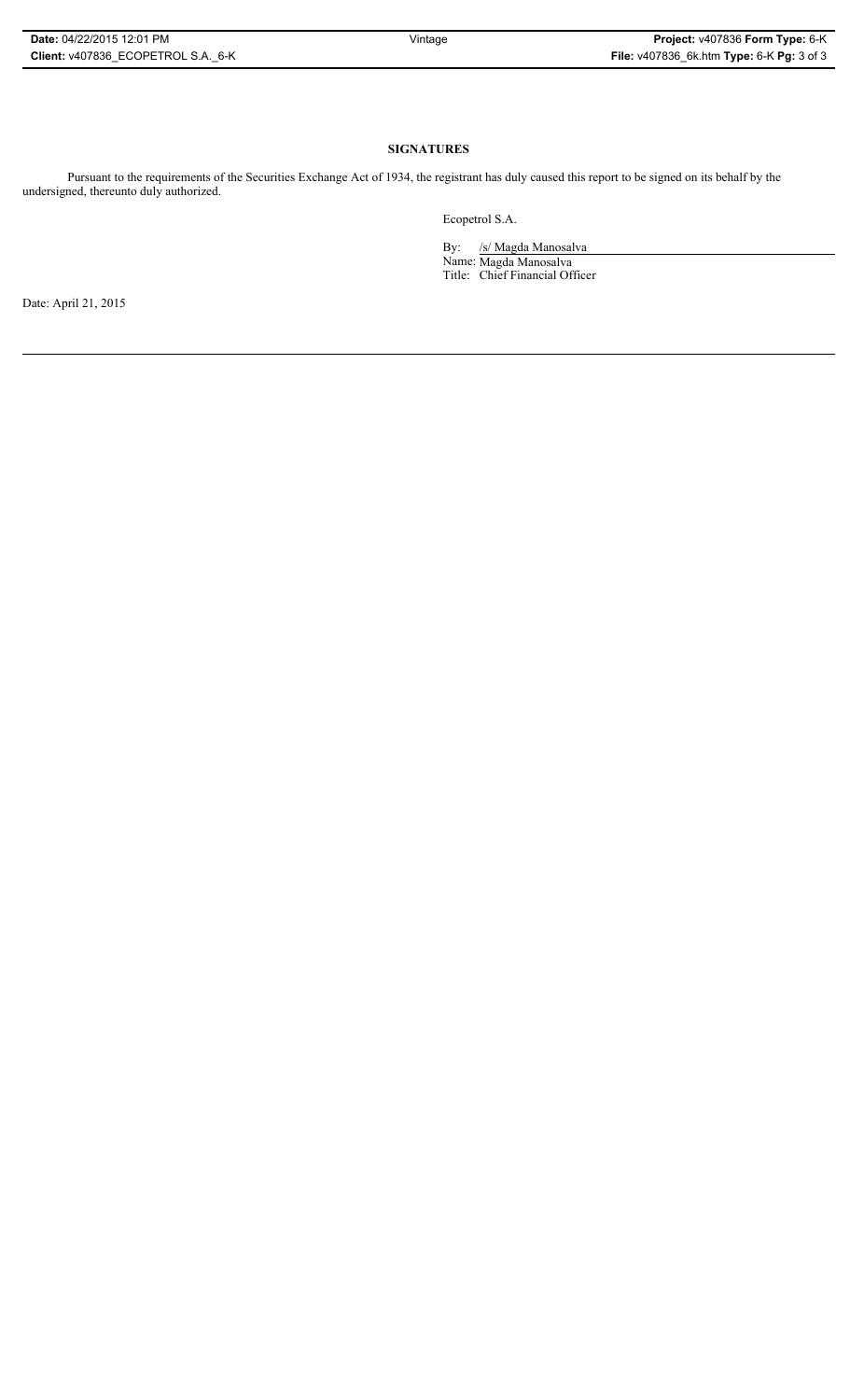## SIGNATURES

Pursuant to the requirements of the Securities Exchange Act of 1934, the registrant has duly caused this report to be signed on its behalf by the undersigned, thereunto duly authorized.

Ecopetrol S.A.

By: /s/ Magda Manosalva
Name: Magda Manosalva
Title: Chief Financial Officer

Date: April 21, 2015